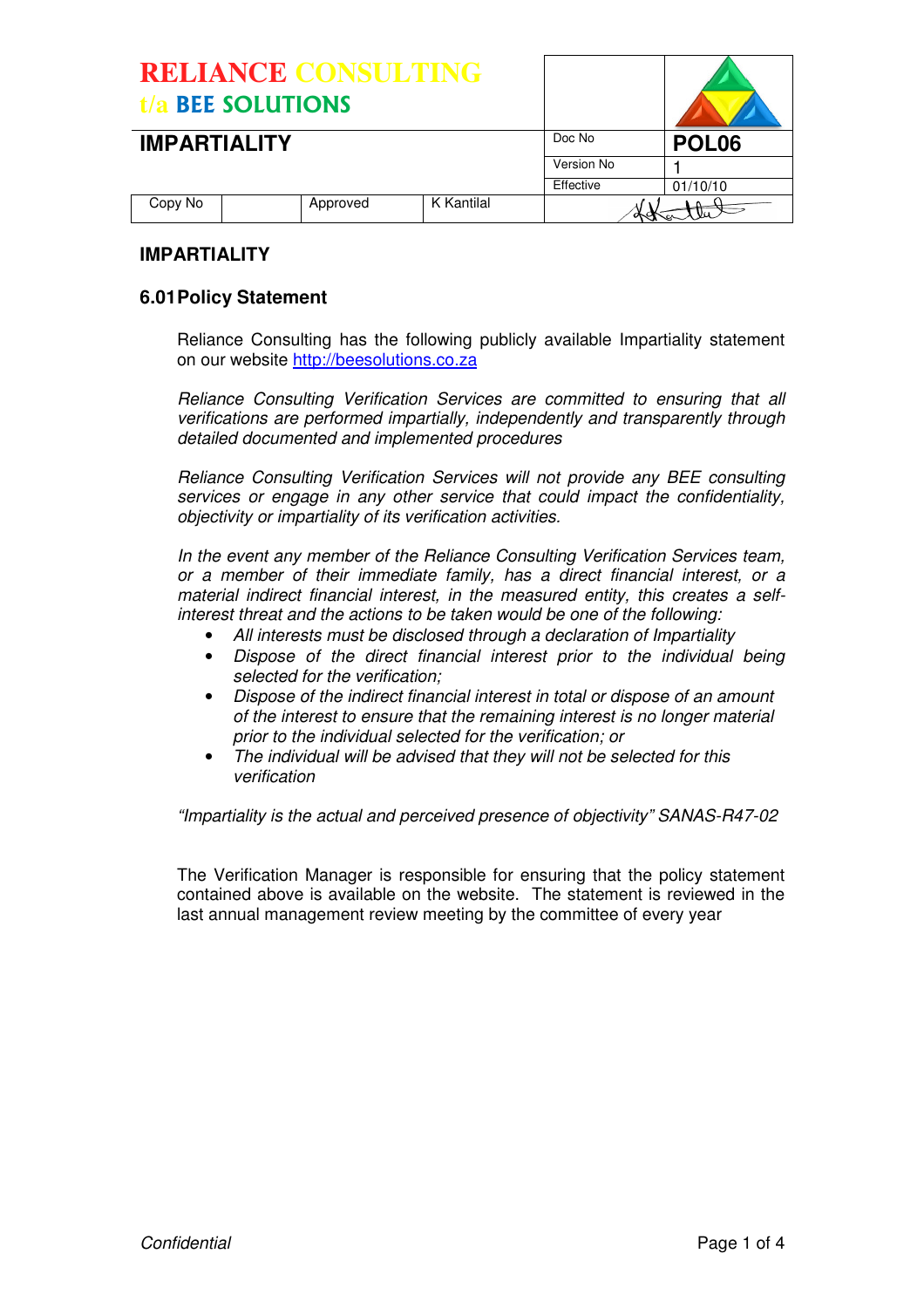# RELIANCE CONSULTING
## t/a BEE SOLUTIONS

| IMPARTIALITY | | | | Doc No | POL06 |
|---|---|---|---|---|---|
| | | | | Version No | 1 |
| | | | | Effective | 01/10/10 |
| Copy No | | Approved | K Kantilal | | |

## IMPARTIALITY

### 6.01 Policy Statement

Reliance Consulting has the following publicly available Impartiality statement on our website http://beesolutions.co.za

*Reliance Consulting Verification Services are committed to ensuring that all verifications are performed impartially, independently and transparently through detailed documented and implemented procedures*

*Reliance Consulting Verification Services will not provide any BEE consulting services or engage in any other service that could impact the confidentiality, objectivity or impartiality of its verification activities.*

*In the event any member of the Reliance Consulting Verification Services team, or a member of their immediate family, has a direct financial interest, or a material indirect financial interest, in the measured entity, this creates a self-interest threat and the actions to be taken would be one of the following:*

- *All interests must be disclosed through a declaration of Impartiality*
- *Dispose of the direct financial interest prior to the individual being selected for the verification;*
- *Dispose of the indirect financial interest in total or dispose of an amount of the interest to ensure that the remaining interest is no longer material prior to the individual selected for the verification; or*
- *The individual will be advised that they will not be selected for this verification*

*"Impartiality is the actual and perceived presence of objectivity" SANAS-R47-02*

The Verification Manager is responsible for ensuring that the policy statement contained above is available on the website. The statement is reviewed in the last annual management review meeting by the committee of every year

*Confidential*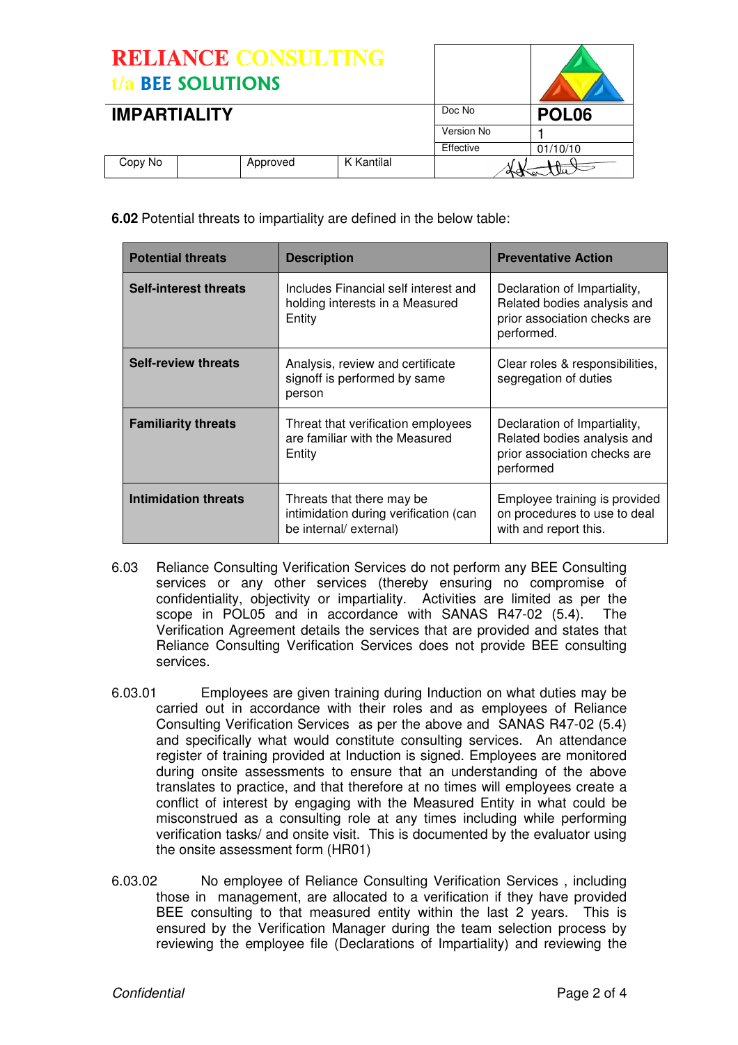**6.02** Potential threats to impartiality are defined in the below table:

| Potential threats | Description | Preventative Action |
|---|---|---|
| **Self-interest threats** | Includes Financial self interest and holding interests in a Measured Entity | Declaration of Impartiality, Related bodies analysis and prior association checks are performed. |
| **Self-review threats** | Analysis, review and certificate signoff is performed by same person | Clear roles & responsibilities, segregation of duties |
| **Familiarity threats** | Threat that verification employees are familiar with the Measured Entity | Declaration of Impartiality, Related bodies analysis and prior association checks are performed |
| **Intimidation threats** | Threats that there may be intimidation during verification (can be internal/ external) | Employee training is provided on procedures to use to deal with and report this. |

6.03 Reliance Consulting Verification Services do not perform any BEE Consulting services or any other services (thereby ensuring no compromise of confidentiality, objectivity or impartiality. Activities are limited as per the scope in POL05 and in accordance with SANAS R47-02 (5.4). The Verification Agreement details the services that are provided and states that Reliance Consulting Verification Services does not provide BEE consulting services.

6.03.01 Employees are given training during Induction on what duties may be carried out in accordance with their roles and as employees of Reliance Consulting Verification Services as per the above and SANAS R47-02 (5.4) and specifically what would constitute consulting services. An attendance register of training provided at Induction is signed. Employees are monitored during onsite assessments to ensure that an understanding of the above translates to practice, and that therefore at no times will employees create a conflict of interest by engaging with the Measured Entity in what could be misconstrued as a consulting role at any times including while performing verification tasks/ and onsite visit. This is documented by the evaluator using the onsite assessment form (HR01)

6.03.02 No employee of Reliance Consulting Verification Services , including those in management, are allocated to a verification if they have provided BEE consulting to that measured entity within the last 2 years. This is ensured by the Verification Manager during the team selection process by reviewing the employee file (Declarations of Impartiality) and reviewing the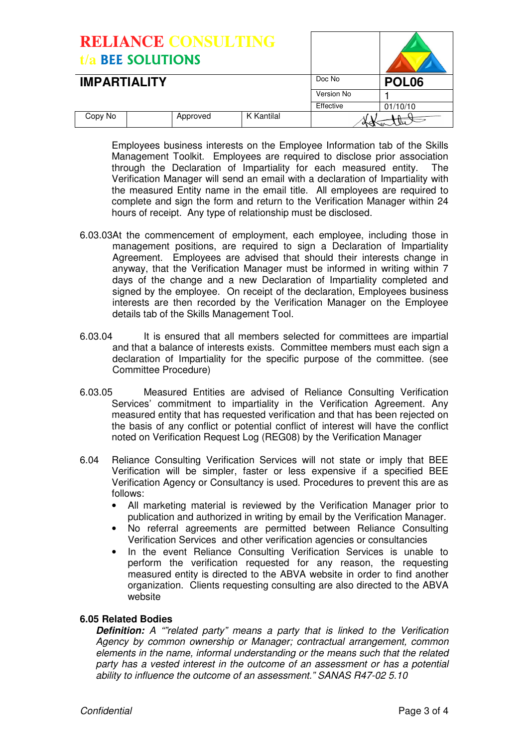Employees business interests on the Employee Information tab of the Skills Management Toolkit. Employees are required to disclose prior association through the Declaration of Impartiality for each measured entity. The Verification Manager will send an email with a declaration of Impartiality with the measured Entity name in the email title. All employees are required to complete and sign the form and return to the Verification Manager within 24 hours of receipt. Any type of relationship must be disclosed.

6.03.03 At the commencement of employment, each employee, including those in management positions, are required to sign a Declaration of Impartiality Agreement. Employees are advised that should their interests change in anyway, that the Verification Manager must be informed in writing within 7 days of the change and a new Declaration of Impartiality completed and signed by the employee. On receipt of the declaration, Employees business interests are then recorded by the Verification Manager on the Employee details tab of the Skills Management Tool.

6.03.04 It is ensured that all members selected for committees are impartial and that a balance of interests exists. Committee members must each sign a declaration of Impartiality for the specific purpose of the committee. (see Committee Procedure)

6.03.05 Measured Entities are advised of Reliance Consulting Verification Services' commitment to impartiality in the Verification Agreement. Any measured entity that has requested verification and that has been rejected on the basis of any conflict or potential conflict of interest will have the conflict noted on Verification Request Log (REG08) by the Verification Manager

6.04 Reliance Consulting Verification Services will not state or imply that BEE Verification will be simpler, faster or less expensive if a specified BEE Verification Agency or Consultancy is used. Procedures to prevent this are as follows:

- All marketing material is reviewed by the Verification Manager prior to publication and authorized in writing by email by the Verification Manager.
- No referral agreements are permitted between Reliance Consulting Verification Services and other verification agencies or consultancies
- In the event Reliance Consulting Verification Services is unable to perform the verification requested for any reason, the requesting measured entity is directed to the ABVA website in order to find another organization. Clients requesting consulting are also directed to the ABVA website

**6.05 Related Bodies**

***Definition:*** *A ""related party" means a party that is linked to the Verification Agency by common ownership or Manager; contractual arrangement, common elements in the name, informal understanding or the means such that the related party has a vested interest in the outcome of an assessment or has a potential ability to influence the outcome of an assessment." SANAS R47-02 5.10*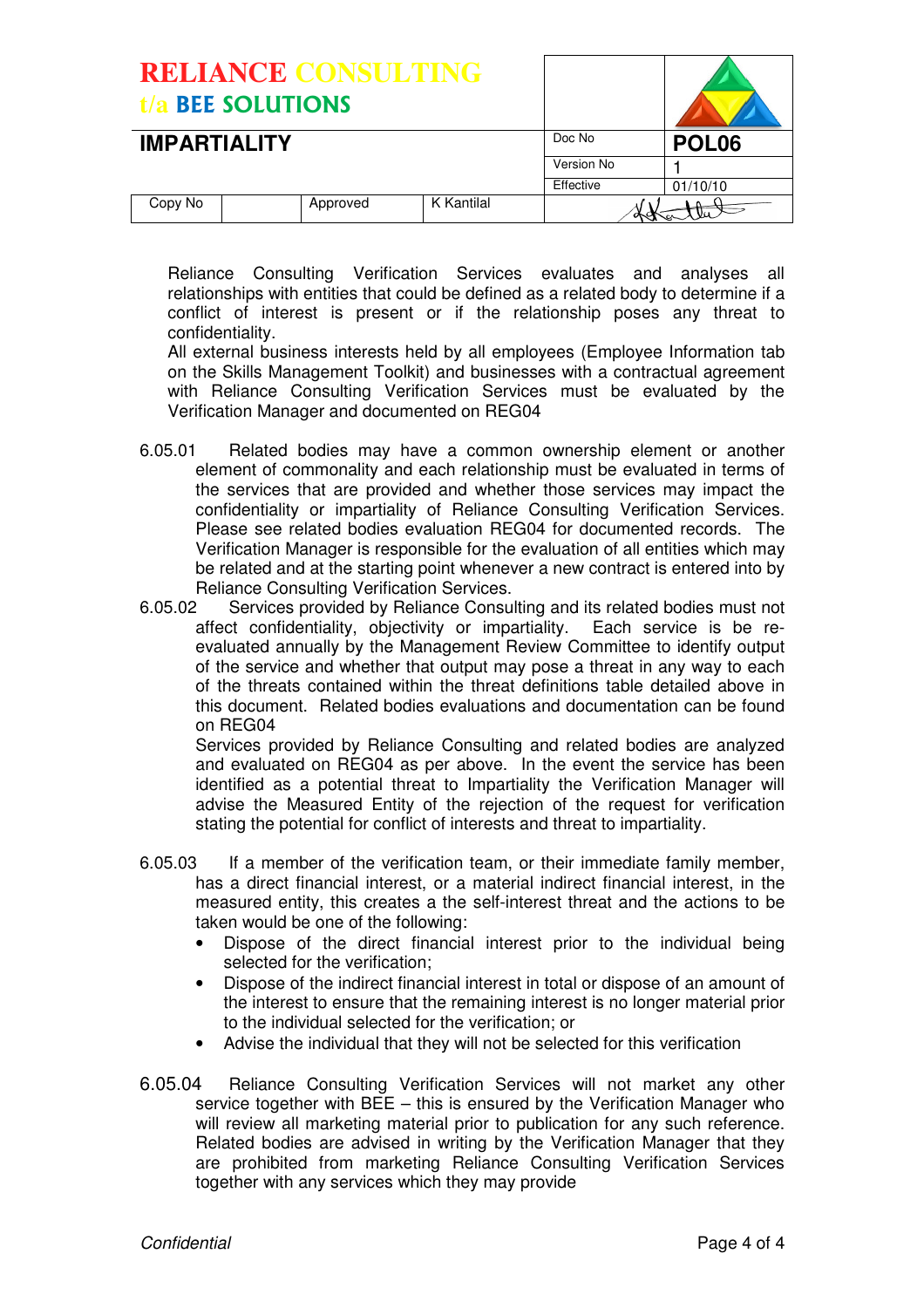Reliance Consulting Verification Services evaluates and analyses all relationships with entities that could be defined as a related body to determine if a conflict of interest is present or if the relationship poses any threat to confidentiality.

All external business interests held by all employees (Employee Information tab on the Skills Management Toolkit) and businesses with a contractual agreement with Reliance Consulting Verification Services must be evaluated by the Verification Manager and documented on REG04

6.05.01 Related bodies may have a common ownership element or another element of commonality and each relationship must be evaluated in terms of the services that are provided and whether those services may impact the confidentiality or impartiality of Reliance Consulting Verification Services. Please see related bodies evaluation REG04 for documented records. The Verification Manager is responsible for the evaluation of all entities which may be related and at the starting point whenever a new contract is entered into by Reliance Consulting Verification Services.

6.05.02 Services provided by Reliance Consulting and its related bodies must not affect confidentiality, objectivity or impartiality. Each service is be re-evaluated annually by the Management Review Committee to identify output of the service and whether that output may pose a threat in any way to each of the threats contained within the threat definitions table detailed above in this document. Related bodies evaluations and documentation can be found on REG04

Services provided by Reliance Consulting and related bodies are analyzed and evaluated on REG04 as per above. In the event the service has been identified as a potential threat to Impartiality the Verification Manager will advise the Measured Entity of the rejection of the request for verification stating the potential for conflict of interests and threat to impartiality.

6.05.03 If a member of the verification team, or their immediate family member, has a direct financial interest, or a material indirect financial interest, in the measured entity, this creates a the self-interest threat and the actions to be taken would be one of the following:

- Dispose of the direct financial interest prior to the individual being selected for the verification;
- Dispose of the indirect financial interest in total or dispose of an amount of the interest to ensure that the remaining interest is no longer material prior to the individual selected for the verification; or
- Advise the individual that they will not be selected for this verification

6.05.04 Reliance Consulting Verification Services will not market any other service together with BEE – this is ensured by the Verification Manager who will review all marketing material prior to publication for any such reference. Related bodies are advised in writing by the Verification Manager that they are prohibited from marketing Reliance Consulting Verification Services together with any services which they may provide